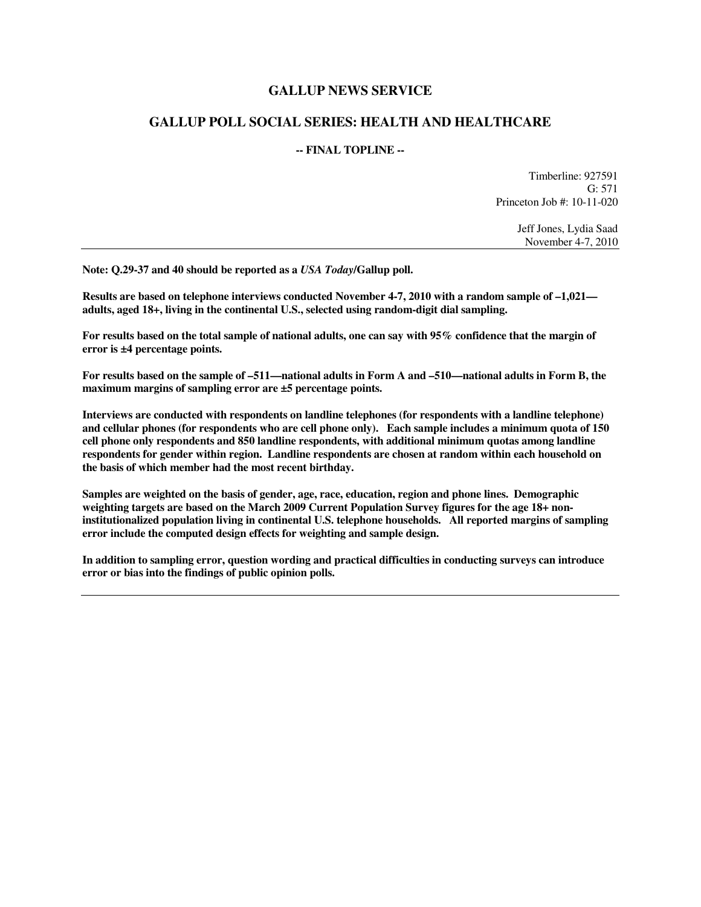# GALLUP NEWS SERVICE

## GALLUP POLL SOCIAL SERIES: HEALTH AND HEALTHCARE

### -- FINAL TOPLINE --

Timberline: 927591
G: 571
Princeton Job #: 10-11-020

Jeff Jones, Lydia Saad
November 4-7, 2010

---

**Note: Q.29-37 and 40 should be reported as a *USA Today*/Gallup poll.**

**Results are based on telephone interviews conducted November 4-7, 2010 with a random sample of –1,021— adults, aged 18+, living in the continental U.S., selected using random-digit dial sampling.**

**For results based on the total sample of national adults, one can say with 95% confidence that the margin of error is ±4 percentage points.**

**For results based on the sample of –511—national adults in Form A and –510—national adults in Form B, the maximum margins of sampling error are ±5 percentage points.**

**Interviews are conducted with respondents on landline telephones (for respondents with a landline telephone) and cellular phones (for respondents who are cell phone only). Each sample includes a minimum quota of 150 cell phone only respondents and 850 landline respondents, with additional minimum quotas among landline respondents for gender within region. Landline respondents are chosen at random within each household on the basis of which member had the most recent birthday.**

**Samples are weighted on the basis of gender, age, race, education, region and phone lines. Demographic weighting targets are based on the March 2009 Current Population Survey figures for the age 18+ non-institutionalized population living in continental U.S. telephone households. All reported margins of sampling error include the computed design effects for weighting and sample design.**

**In addition to sampling error, question wording and practical difficulties in conducting surveys can introduce error or bias into the findings of public opinion polls.**

---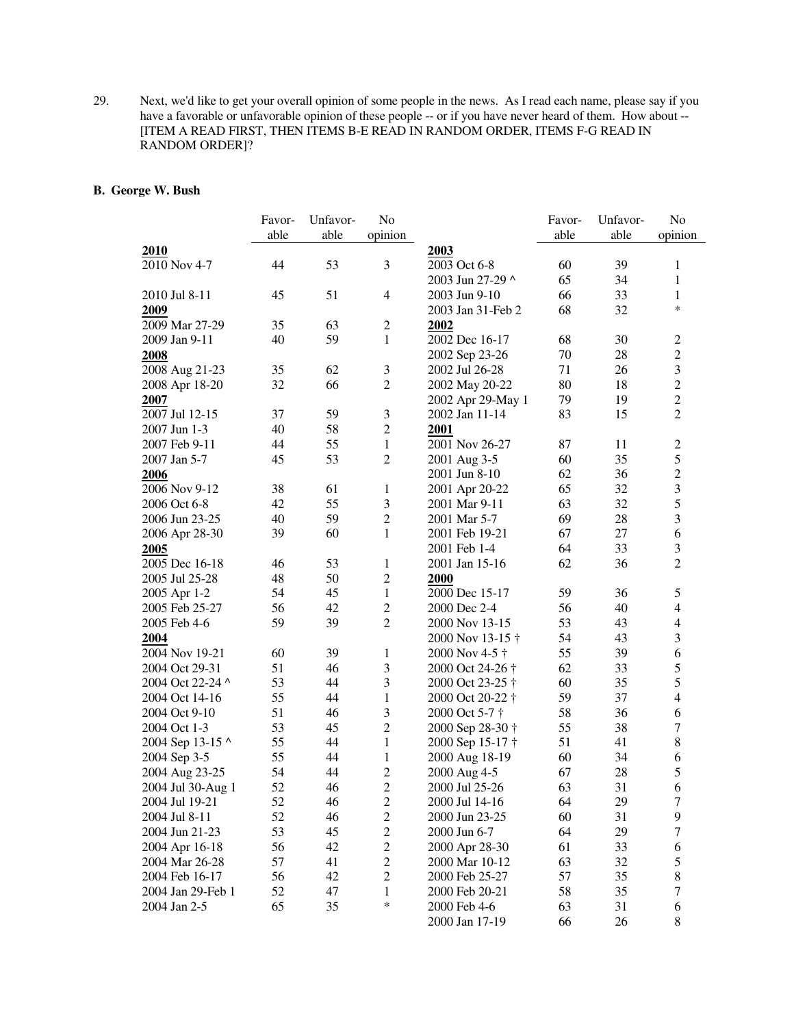29. Next, we'd like to get your overall opinion of some people in the news. As I read each name, please say if you have a favorable or unfavorable opinion of these people -- or if you have never heard of them. How about -- [ITEM A READ FIRST, THEN ITEMS B-E READ IN RANDOM ORDER, ITEMS F-G READ IN RANDOM ORDER]?

**B. George W. Bush**

| | Favorable | Unfavorable | No opinion |
|---|---|---|---|
| **2010** | | | |
| 2010 Nov 4-7 | 44 | 53 | 3 |
| 2010 Jul 8-11 | 45 | 51 | 4 |
| **2009** | | | |
| 2009 Mar 27-29 | 35 | 63 | 2 |
| 2009 Jan 9-11 | 40 | 59 | 1 |
| **2008** | | | |
| 2008 Aug 21-23 | 35 | 62 | 3 |
| 2008 Apr 18-20 | 32 | 66 | 2 |
| **2007** | | | |
| 2007 Jul 12-15 | 37 | 59 | 3 |
| 2007 Jun 1-3 | 40 | 58 | 2 |
| 2007 Feb 9-11 | 44 | 55 | 1 |
| 2007 Jan 5-7 | 45 | 53 | 2 |
| **2006** | | | |
| 2006 Nov 9-12 | 38 | 61 | 1 |
| 2006 Oct 6-8 | 42 | 55 | 3 |
| 2006 Jun 23-25 | 40 | 59 | 2 |
| 2006 Apr 28-30 | 39 | 60 | 1 |
| **2005** | | | |
| 2005 Dec 16-18 | 46 | 53 | 1 |
| 2005 Jul 25-28 | 48 | 50 | 2 |
| 2005 Apr 1-2 | 54 | 45 | 1 |
| 2005 Feb 25-27 | 56 | 42 | 2 |
| 2005 Feb 4-6 | 59 | 39 | 2 |
| **2004** | | | |
| 2004 Nov 19-21 | 60 | 39 | 1 |
| 2004 Oct 29-31 | 51 | 46 | 3 |
| 2004 Oct 22-24 ^ | 53 | 44 | 3 |
| 2004 Oct 14-16 | 55 | 44 | 1 |
| 2004 Oct 9-10 | 51 | 46 | 3 |
| 2004 Oct 1-3 | 53 | 45 | 2 |
| 2004 Sep 13-15 ^ | 55 | 44 | 1 |
| 2004 Sep 3-5 | 55 | 44 | 1 |
| 2004 Aug 23-25 | 54 | 44 | 2 |
| 2004 Jul 30-Aug 1 | 52 | 46 | 2 |
| 2004 Jul 19-21 | 52 | 46 | 2 |
| 2004 Jul 8-11 | 52 | 46 | 2 |
| 2004 Jun 21-23 | 53 | 45 | 2 |
| 2004 Apr 16-18 | 56 | 42 | 2 |
| 2004 Mar 26-28 | 57 | 41 | 2 |
| 2004 Feb 16-17 | 56 | 42 | 2 |
| 2004 Jan 29-Feb 1 | 52 | 47 | 1 |
| 2004 Jan 2-5 | 65 | 35 | * |
| **2003** | | | |
| 2003 Oct 6-8 | 60 | 39 | 1 |
| 2003 Jun 27-29 ^ | 65 | 34 | 1 |
| 2003 Jun 9-10 | 66 | 33 | 1 |
| 2003 Jan 31-Feb 2 | 68 | 32 | * |
| **2002** | | | |
| 2002 Dec 16-17 | 68 | 30 | 2 |
| 2002 Sep 23-26 | 70 | 28 | 2 |
| 2002 Jul 26-28 | 71 | 26 | 3 |
| 2002 May 20-22 | 80 | 18 | 2 |
| 2002 Apr 29-May 1 | 79 | 19 | 2 |
| 2002 Jan 11-14 | 83 | 15 | 2 |
| **2001** | | | |
| 2001 Nov 26-27 | 87 | 11 | 2 |
| 2001 Aug 3-5 | 60 | 35 | 5 |
| 2001 Jun 8-10 | 62 | 36 | 2 |
| 2001 Apr 20-22 | 65 | 32 | 3 |
| 2001 Mar 9-11 | 63 | 32 | 5 |
| 2001 Mar 5-7 | 69 | 28 | 3 |
| 2001 Feb 19-21 | 67 | 27 | 6 |
| 2001 Feb 1-4 | 64 | 33 | 3 |
| 2001 Jan 15-16 | 62 | 36 | 2 |
| **2000** | | | |
| 2000 Dec 15-17 | 59 | 36 | 5 |
| 2000 Dec 2-4 | 56 | 40 | 4 |
| 2000 Nov 13-15 | 53 | 43 | 4 |
| 2000 Nov 13-15 † | 54 | 43 | 3 |
| 2000 Nov 4-5 † | 55 | 39 | 6 |
| 2000 Oct 24-26 † | 62 | 33 | 5 |
| 2000 Oct 23-25 † | 60 | 35 | 5 |
| 2000 Oct 20-22 † | 59 | 37 | 4 |
| 2000 Oct 5-7 † | 58 | 36 | 6 |
| 2000 Sep 28-30 † | 55 | 38 | 7 |
| 2000 Sep 15-17 † | 51 | 41 | 8 |
| 2000 Aug 18-19 | 60 | 34 | 6 |
| 2000 Aug 4-5 | 67 | 28 | 5 |
| 2000 Jul 25-26 | 63 | 31 | 6 |
| 2000 Jul 14-16 | 64 | 29 | 7 |
| 2000 Jun 23-25 | 60 | 31 | 9 |
| 2000 Jun 6-7 | 64 | 29 | 7 |
| 2000 Apr 28-30 | 61 | 33 | 6 |
| 2000 Mar 10-12 | 63 | 32 | 5 |
| 2000 Feb 25-27 | 57 | 35 | 8 |
| 2000 Feb 20-21 | 58 | 35 | 7 |
| 2000 Feb 4-6 | 63 | 31 | 6 |
| 2000 Jan 17-19 | 66 | 26 | 8 |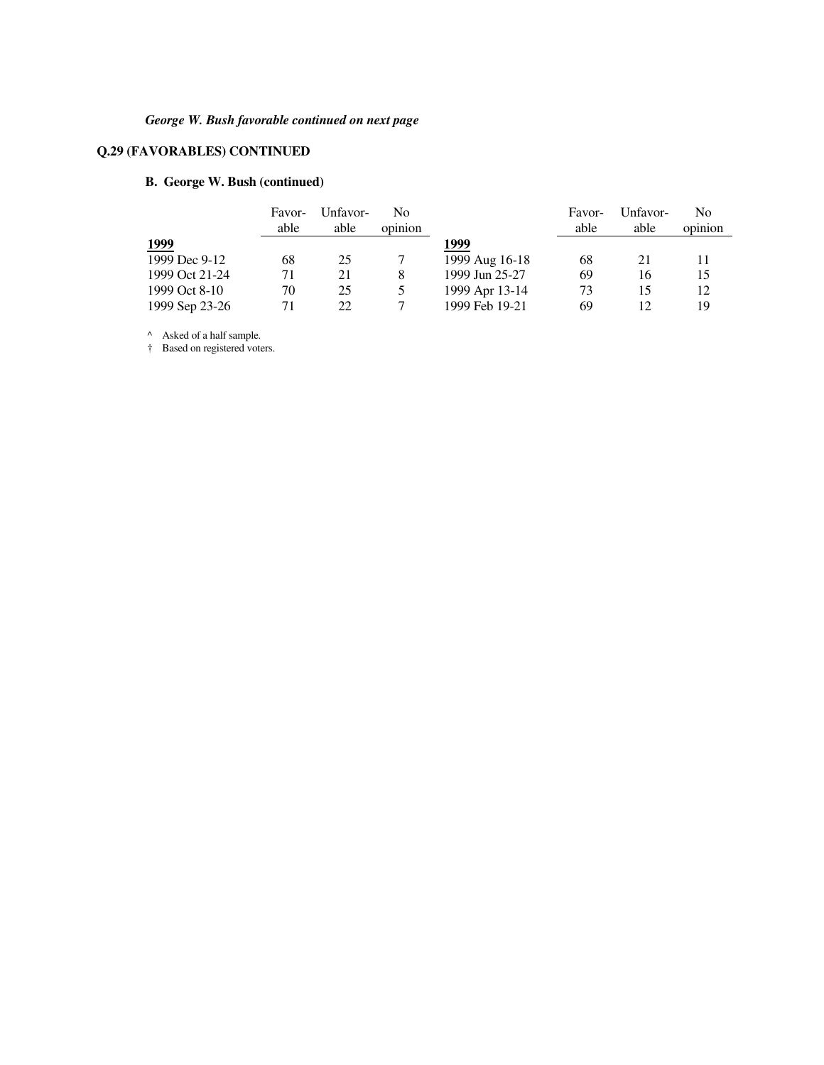*George W. Bush favorable continued on next page*

**Q.29 (FAVORABLES) CONTINUED**

**B. George W. Bush (continued)**

| | Favor-able | Unfavor-able | No opinion |
|---|---|---|---|
| **1999** | | | |
| 1999 Dec 9-12 | 68 | 25 | 7 |
| 1999 Oct 21-24 | 71 | 21 | 8 |
| 1999 Oct 8-10 | 70 | 25 | 5 |
| 1999 Sep 23-26 | 71 | 22 | 7 |

| | Favor-able | Unfavor-able | No opinion |
|---|---|---|---|
| **1999** | | | |
| 1999 Aug 16-18 | 68 | 21 | 11 |
| 1999 Jun 25-27 | 69 | 16 | 15 |
| 1999 Apr 13-14 | 73 | 15 | 12 |
| 1999 Feb 19-21 | 69 | 12 | 19 |

^ Asked of a half sample.
† Based on registered voters.